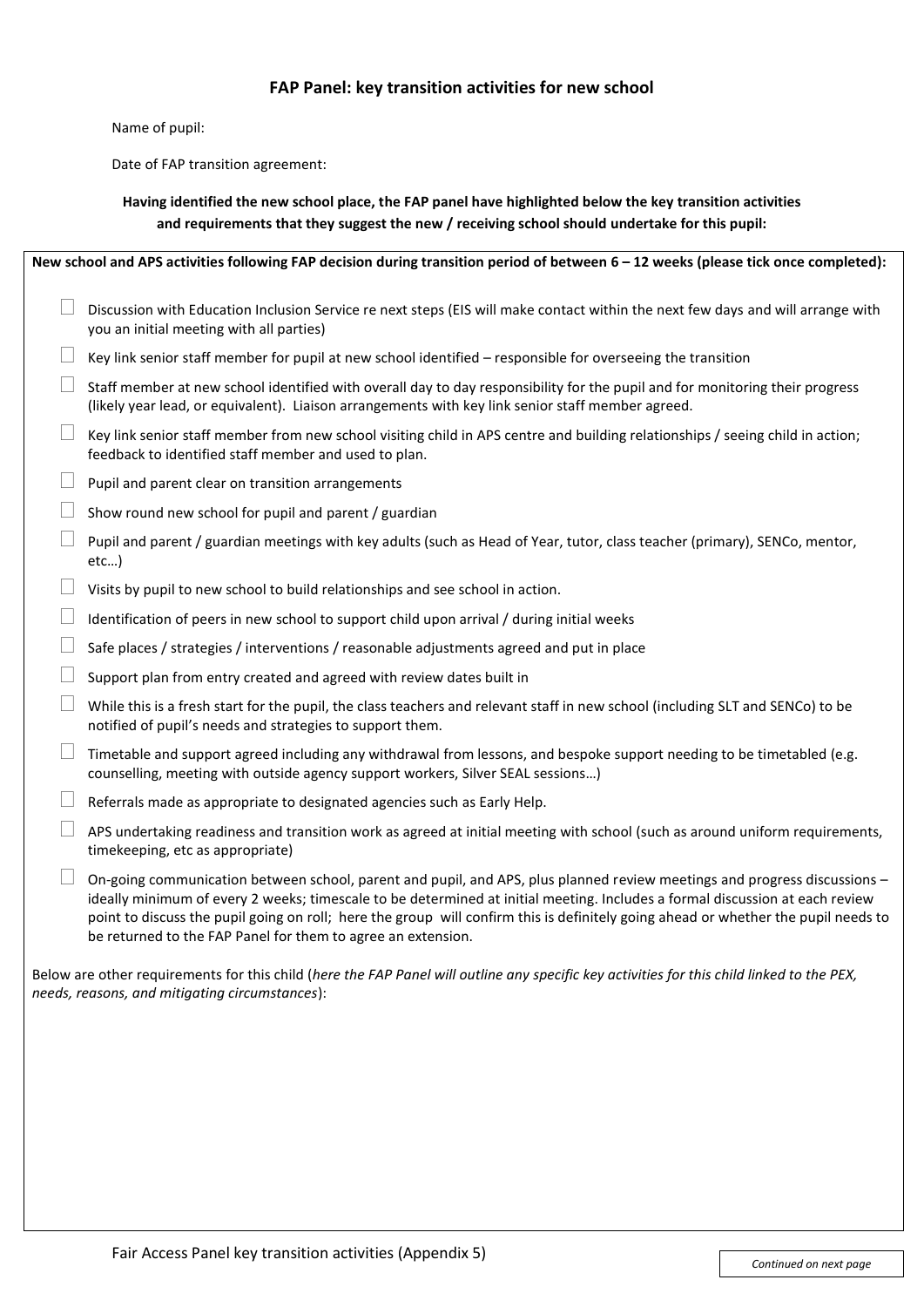## FAP Panel: key transition activities for new school

Name of pupil:

Date of FAP transition agreement:

**Having identified the new school place, the FAP panel have highlighted below the key transition activities and requirements that they suggest the new / receiving school should undertake for this pupil:**

**New school and APS activities following FAP decision during transition period of between 6 – 12 weeks (please tick once completed):**

- ☐ Discussion with Education Inclusion Service re next steps (EIS will make contact within the next few days and will arrange with you an initial meeting with all parties)
- ☐ Key link senior staff member for pupil at new school identified – responsible for overseeing the transition
- ☐ Staff member at new school identified with overall day to day responsibility for the pupil and for monitoring their progress (likely year lead, or equivalent). Liaison arrangements with key link senior staff member agreed.
- ☐ Key link senior staff member from new school visiting child in APS centre and building relationships / seeing child in action; feedback to identified staff member and used to plan.
- ☐ Pupil and parent clear on transition arrangements
- ☐ Show round new school for pupil and parent / guardian
- ☐ Pupil and parent / guardian meetings with key adults (such as Head of Year, tutor, class teacher (primary), SENCo, mentor, etc…)
- ☐ Visits by pupil to new school to build relationships and see school in action.
- ☐ Identification of peers in new school to support child upon arrival / during initial weeks
- ☐ Safe places / strategies / interventions / reasonable adjustments agreed and put in place
- ☐ Support plan from entry created and agreed with review dates built in
- ☐ While this is a fresh start for the pupil, the class teachers and relevant staff in new school (including SLT and SENCo) to be notified of pupil's needs and strategies to support them.
- ☐ Timetable and support agreed including any withdrawal from lessons, and bespoke support needing to be timetabled (e.g. counselling, meeting with outside agency support workers, Silver SEAL sessions…)
- ☐ Referrals made as appropriate to designated agencies such as Early Help.
- ☐ APS undertaking readiness and transition work as agreed at initial meeting with school (such as around uniform requirements, timekeeping, etc as appropriate)
- ☐ On-going communication between school, parent and pupil, and APS, plus planned review meetings and progress discussions – ideally minimum of every 2 weeks; timescale to be determined at initial meeting. Includes a formal discussion at each review point to discuss the pupil going on roll; here the group will confirm this is definitely going ahead or whether the pupil needs to be returned to the FAP Panel for them to agree an extension.

Below are other requirements for this child (*here the FAP Panel will outline any specific key activities for this child linked to the PEX, needs, reasons, and mitigating circumstances*):

Fair Access Panel key transition activities (Appendix 5)

*Continued on next page*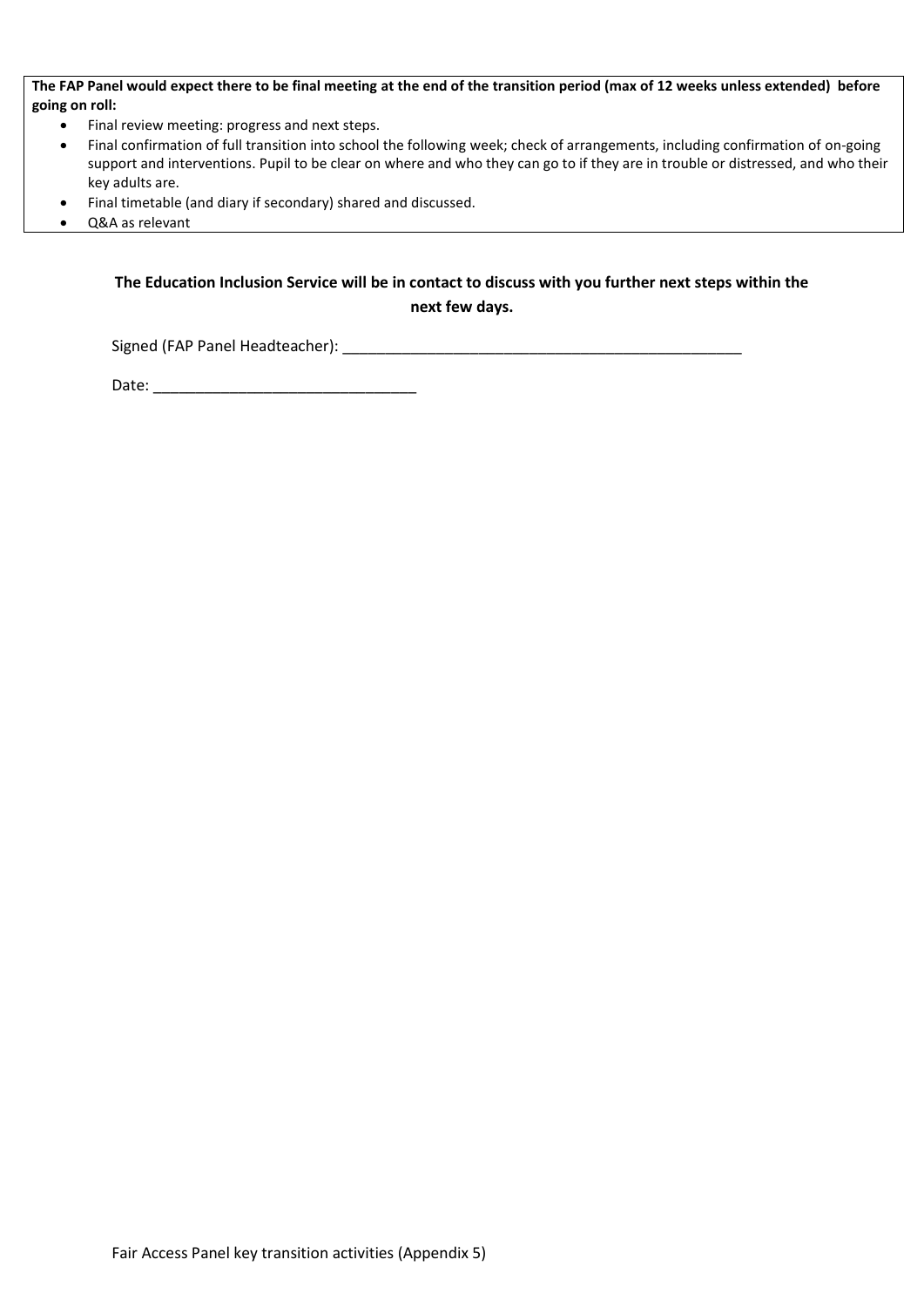**The FAP Panel would expect there to be final meeting at the end of the transition period (max of 12 weeks unless extended) before going on roll:**

- Final review meeting: progress and next steps.
- Final confirmation of full transition into school the following week; check of arrangements, including confirmation of on-going support and interventions. Pupil to be clear on where and who they can go to if they are in trouble or distressed, and who their key adults are.
- Final timetable (and diary if secondary) shared and discussed.
- Q&A as relevant

**The Education Inclusion Service will be in contact to discuss with you further next steps within the next few days.**

Signed (FAP Panel Headteacher): _________________________________________________

Date: _______________________________

Fair Access Panel key transition activities (Appendix 5)